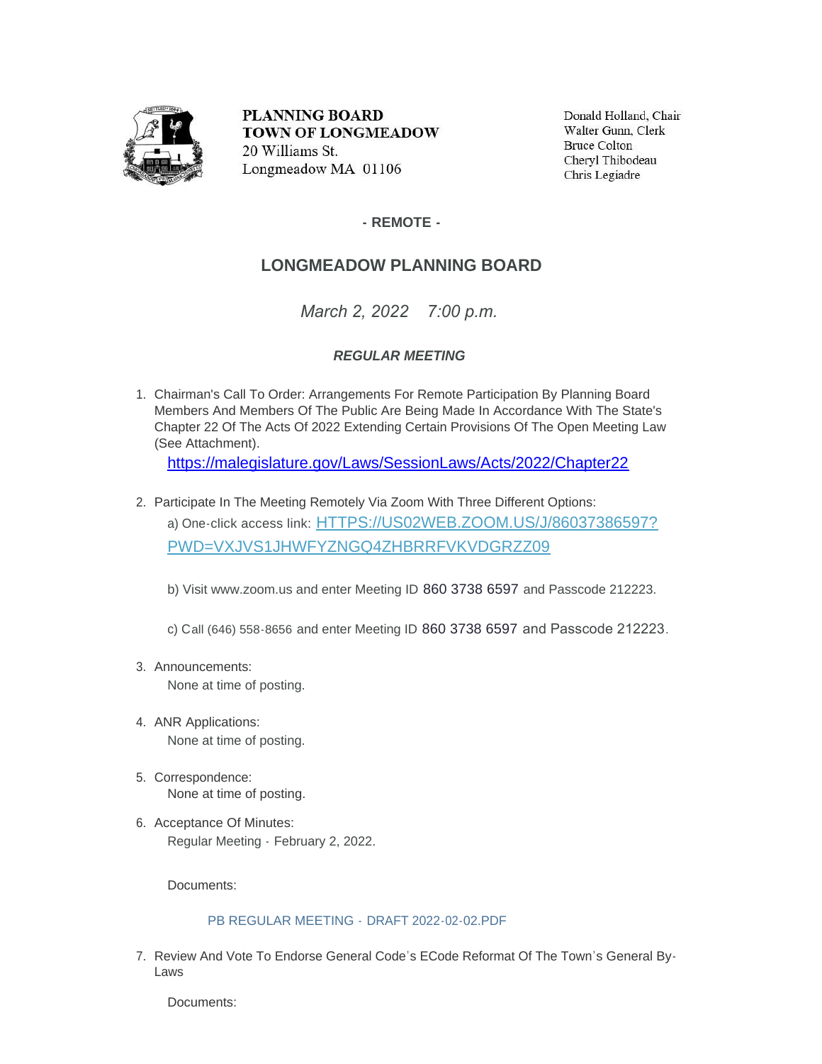**PLANNING BOARD**
**TOWN OF LONGMEADOW**
20 Williams St.
Longmeadow MA 01106

Donald Holland, Chair
Walter Gunn, Clerk
Bruce Colton
Cheryl Thibodeau
Chris Legiadre

**- REMOTE -**

## LONGMEADOW PLANNING BOARD

*March 2, 2022 7:00 p.m.*

***REGULAR MEETING***

1. Chairman's Call To Order: Arrangements For Remote Participation By Planning Board Members And Members Of The Public Are Being Made In Accordance With The State's Chapter 22 Of The Acts Of 2022 Extending Certain Provisions Of The Open Meeting Law (See Attachment).
   https://malegislature.gov/Laws/SessionLaws/Acts/2022/Chapter22

2. Participate In The Meeting Remotely Via Zoom With Three Different Options:
   a) One-click access link: HTTPS://US02WEB.ZOOM.US/J/86037386597?PWD=VXJVS1JHWFYZNGQ4ZHBRRFVKVDGRZZ09

   b) Visit www.zoom.us and enter Meeting ID 860 3738 6597 and Passcode 212223.

   c) Call (646) 558-8656 and enter Meeting ID 860 3738 6597 and Passcode 212223.

3. Announcements:
   None at time of posting.

4. ANR Applications:
   None at time of posting.

5. Correspondence:
   None at time of posting.

6. Acceptance Of Minutes:
   Regular Meeting - February 2, 2022.

   Documents:

   PB REGULAR MEETING - DRAFT 2022-02-02.PDF

7. Review And Vote To Endorse General Code's ECode Reformat Of The Town's General By-Laws

   Documents: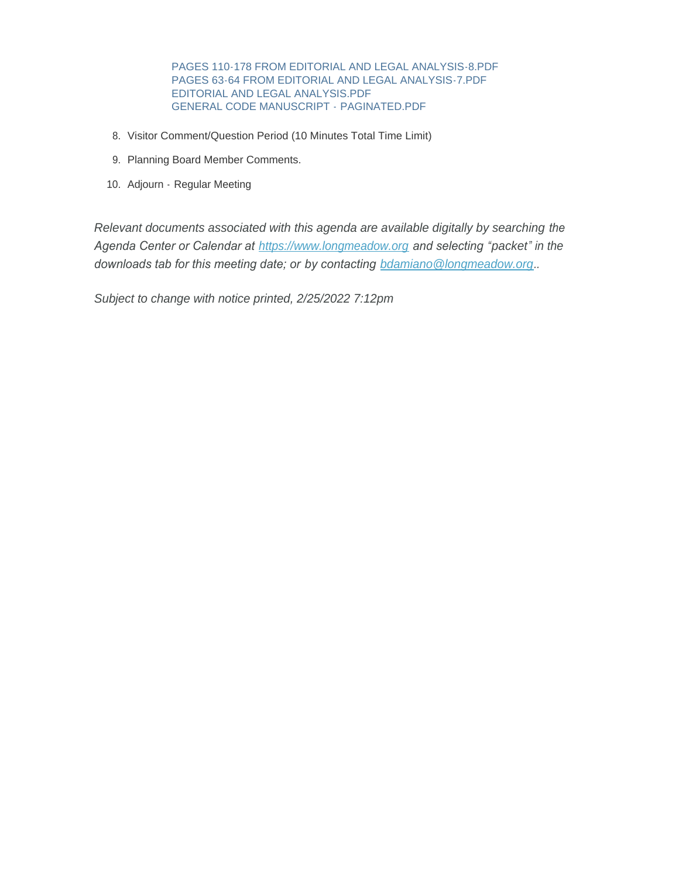PAGES 110-178 FROM EDITORIAL AND LEGAL ANALYSIS-8.PDF
PAGES 63-64 FROM EDITORIAL AND LEGAL ANALYSIS-7.PDF
EDITORIAL AND LEGAL ANALYSIS.PDF
GENERAL CODE MANUSCRIPT - PAGINATED.PDF

8. Visitor Comment/Question Period (10 Minutes Total Time Limit)
9. Planning Board Member Comments.
10. Adjourn - Regular Meeting

*Relevant documents associated with this agenda are available digitally by searching the Agenda Center or Calendar at https://www.longmeadow.org and selecting "packet" in the downloads tab for this meeting date; or by contacting bdamiano@longmeadow.org..*

*Subject to change with notice printed, 2/25/2022 7:12pm*